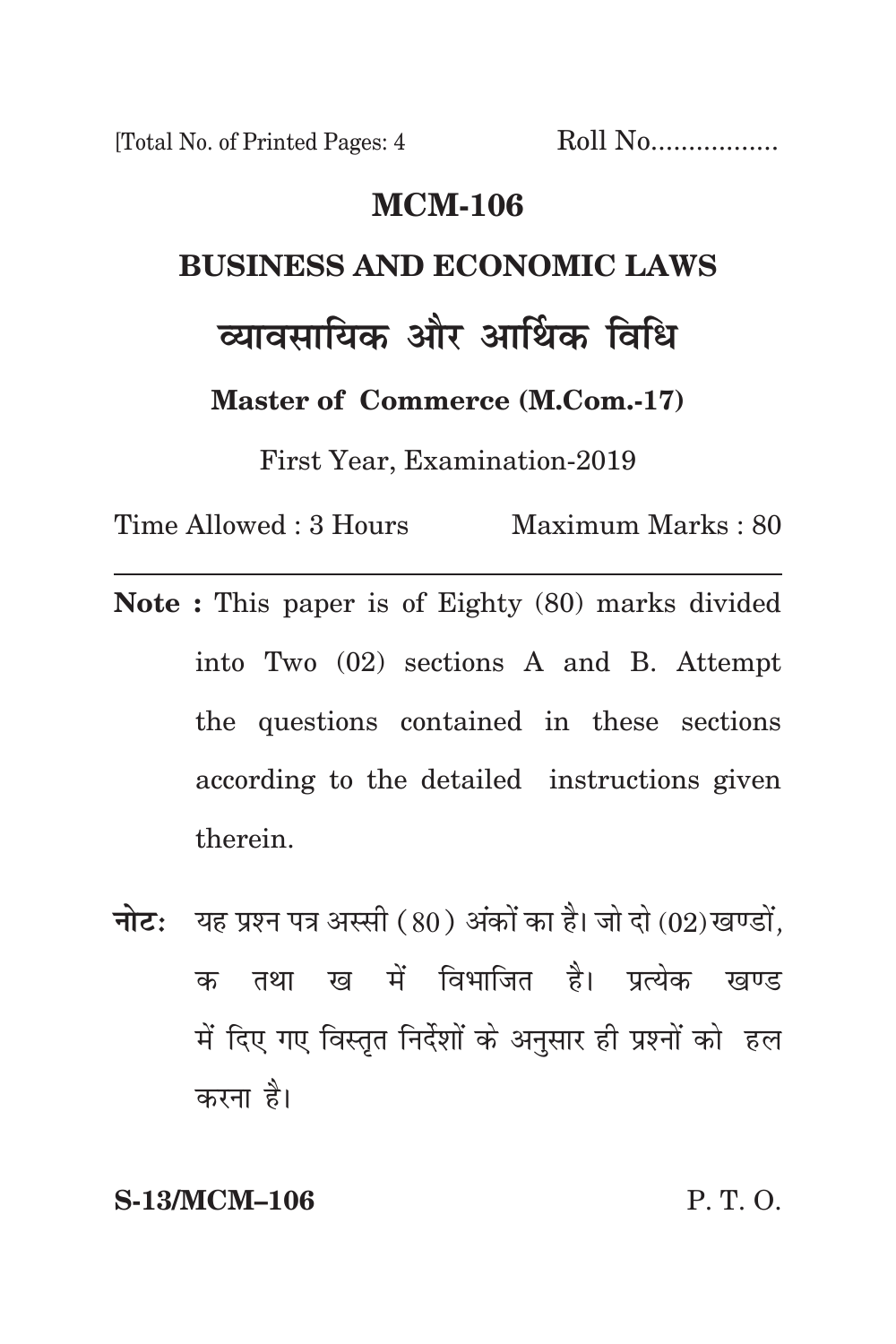[Total No. of Printed Pages: 4 Roll No.................

# MCM-106

## BUSINESS AND ECONOMIC LAWS

## व्यावसायिक और आर्थिक विधि

**Master of Commerce (M.Com.-17)**

First Year, Examination-2019

Time Allowed : 3 Hours Maximum Marks : 80

---

**Note :** This paper is of Eighty (80) marks divided into Two (02) sections A and B. Attempt the questions contained in these sections according to the detailed instructions given therein.

**नोटः** यह प्रश्न पत्र अस्सी (80) अंकों का है। जो दो (02) खण्डों, क तथा ख में विभाजित है। प्रत्येक खण्ड में दिए गए विस्तृत निर्देशों के अनुसार ही प्रश्नों को हल करना है।

**S-13/MCM–106** P. T. O.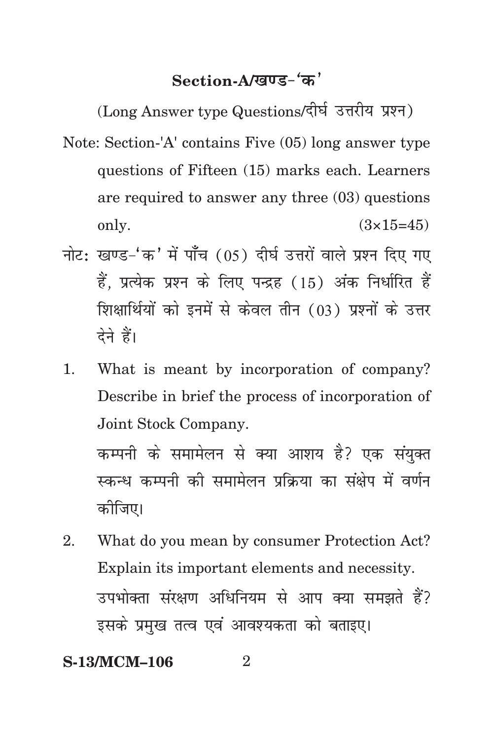## Section-A/खण्ड-'क'

(Long Answer type Questions/दीर्घ उत्तरीय प्रश्न)

Note: Section-'A' contains Five (05) long answer type questions of Fifteen (15) marks each. Learners are required to answer any three (03) questions only. (3×15=45)

नोट: खण्ड-'क' में पाँच (05) दीर्घ उत्तरों वाले प्रश्न दिए गए हैं, प्रत्येक प्रश्न के लिए पन्द्रह (15) अंक निर्धारित हैं शिक्षार्थियों को इनमें से केवल तीन (03) प्रश्नों के उत्तर देने हैं।

1. What is meant by incorporation of company? Describe in brief the process of incorporation of Joint Stock Company.

   कम्पनी के समामेलन से क्या आशय है? एक संयुक्त स्कन्ध कम्पनी की समामेलन प्रक्रिया का संक्षेप में वर्णन कीजिए।

2. What do you mean by consumer Protection Act? Explain its important elements and necessity.

   उपभोक्ता संरक्षण अधिनियम से आप क्या समझते हैं? इसके प्रमुख तत्व एवं आवश्यकता को बताइए।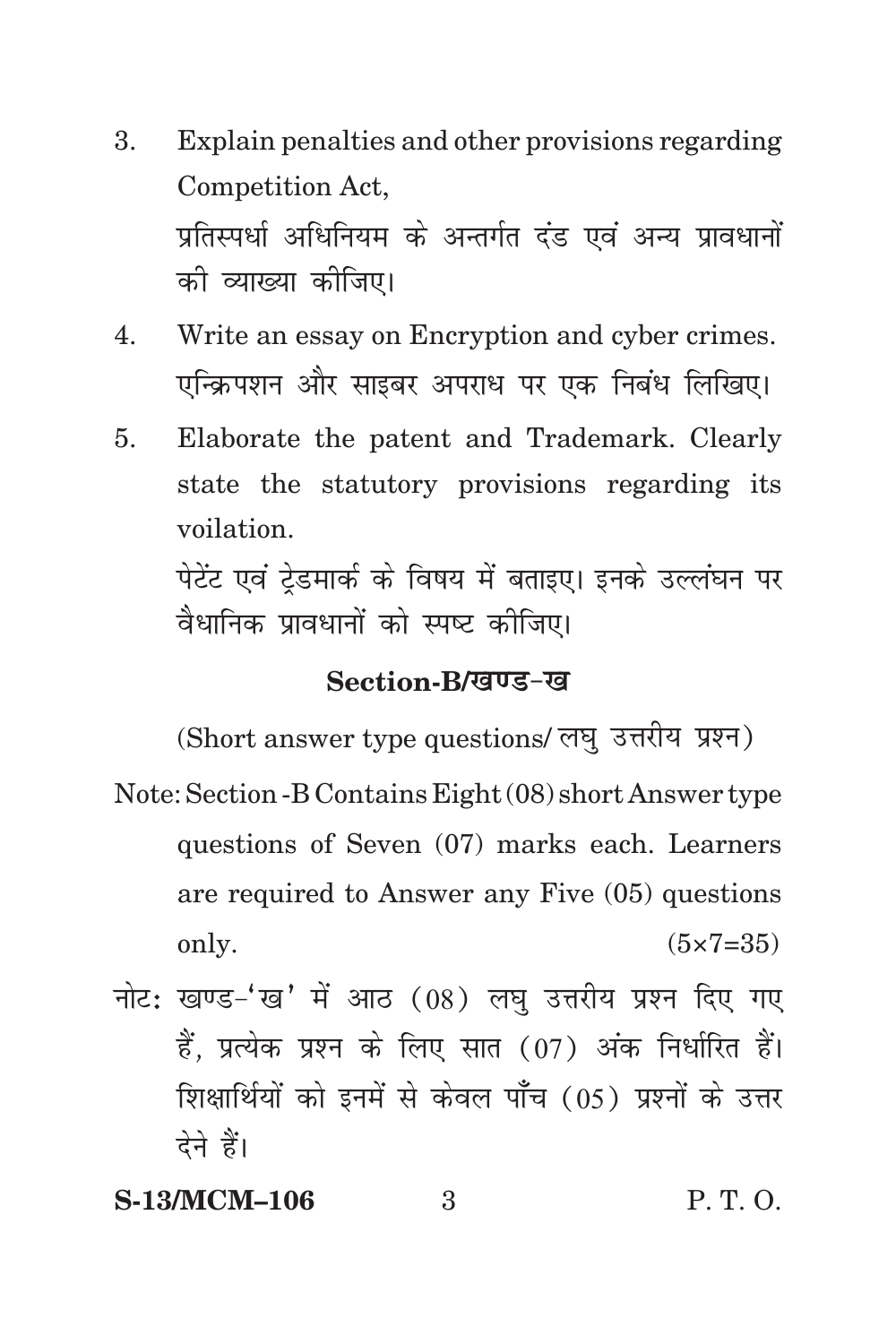3. Explain penalties and other provisions regarding Competition Act,

   प्रतिस्पर्धा अधिनियम के अन्तर्गत दंड एवं अन्य प्रावधानों की व्याख्या कीजिए।

4. Write an essay on Encryption and cyber crimes.

   एन्क्रिपशन और साइबर अपराध पर एक निबंध लिखिए।

5. Elaborate the patent and Trademark. Clearly state the statutory provisions regarding its voilation.

   पेटेंट एवं ट्रेडमार्क के विषय में बताइए। इनके उल्लंघन पर वैधानिक प्रावधानों को स्पष्ट कीजिए।

## Section-B/खण्ड-ख

(Short answer type questions/ लघु उत्तरीय प्रश्न)

Note: Section -B Contains Eight (08) short Answer type questions of Seven (07) marks each. Learners are required to Answer any Five (05) questions only. (5×7=35)

नोट: खण्ड-'ख' में आठ (08) लघु उत्तरीय प्रश्न दिए गए हैं, प्रत्येक प्रश्न के लिए सात (07) अंक निर्धारित हैं। शिक्षार्थियों को इनमें से केवल पाँच (05) प्रश्नों के उत्तर देने हैं।

S-13/MCM–106 P. T. O.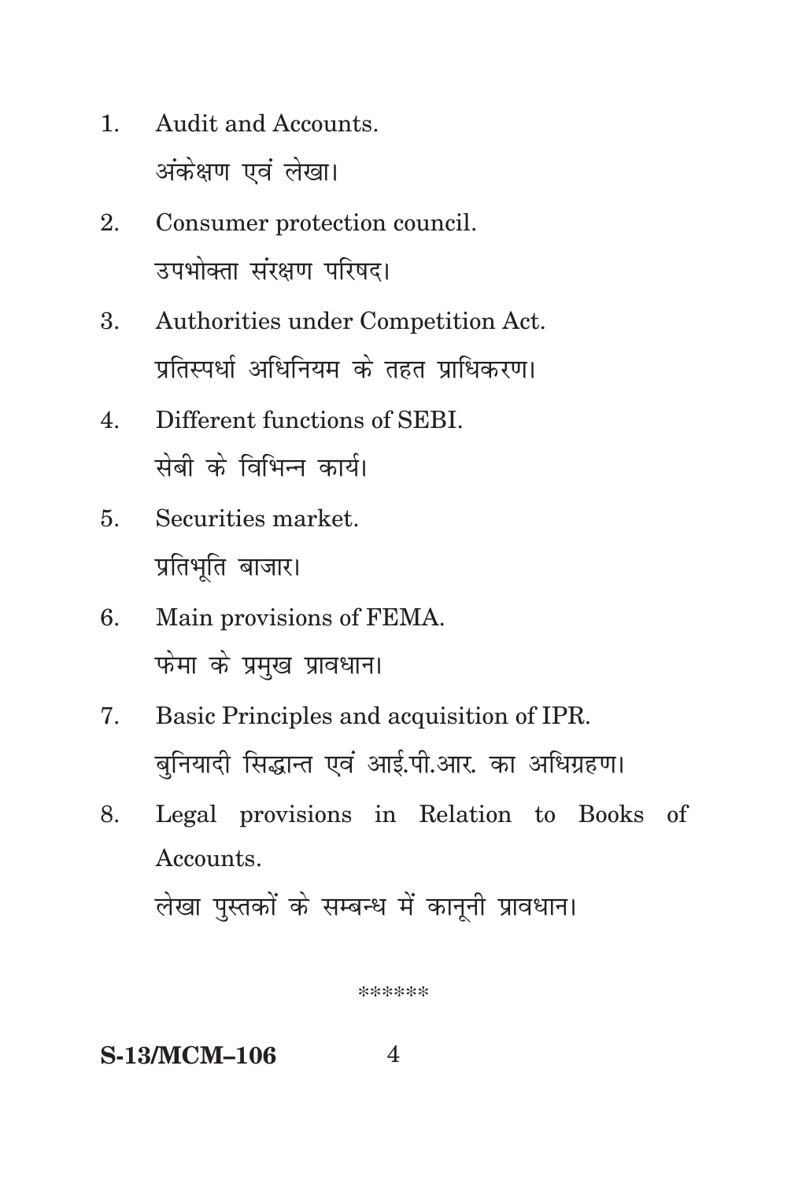1. Audit and Accounts.
   अंकेक्षण एवं लेखा।
2. Consumer protection council.
   उपभोक्ता संरक्षण परिषद।
3. Authorities under Competition Act.
   प्रतिस्पर्धा अधिनियम के तहत प्राधिकरण।
4. Different functions of SEBI.
   सेबी के विभिन्न कार्य।
5. Securities market.
   प्रतिभूति बाजार।
6. Main provisions of FEMA.
   फेमा के प्रमुख प्रावधान।
7. Basic Principles and acquisition of IPR.
   बुनियादी सिद्धान्त एवं आई.पी.आर. का अधिग्रहण।
8. Legal provisions in Relation to Books of Accounts.
   लेखा पुस्तकों के सम्बन्ध में कानूनी प्रावधान।

******

**S-13/MCM–106**